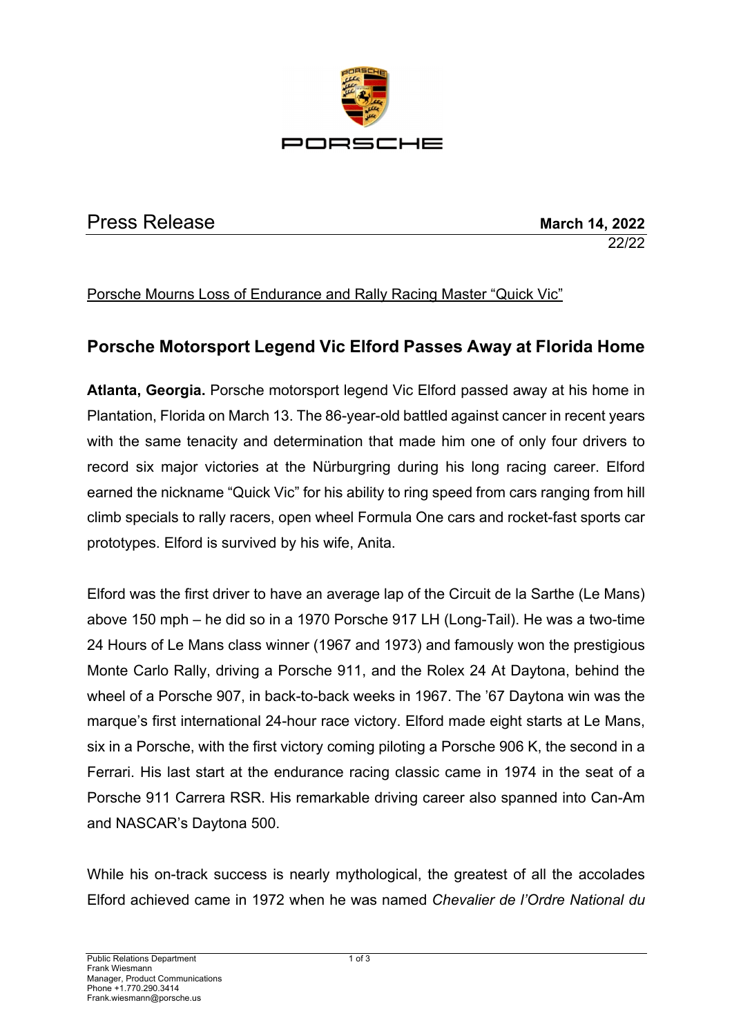Press Release **March 14, 2022**

22/22

Porsche Mourns Loss of Endurance and Rally Racing Master "Quick Vic"

## Porsche Motorsport Legend Vic Elford Passes Away at Florida Home

**Atlanta, Georgia.** Porsche motorsport legend Vic Elford passed away at his home in Plantation, Florida on March 13. The 86-year-old battled against cancer in recent years with the same tenacity and determination that made him one of only four drivers to record six major victories at the Nürburgring during his long racing career. Elford earned the nickname "Quick Vic" for his ability to ring speed from cars ranging from hill climb specials to rally racers, open wheel Formula One cars and rocket-fast sports car prototypes. Elford is survived by his wife, Anita.

Elford was the first driver to have an average lap of the Circuit de la Sarthe (Le Mans) above 150 mph – he did so in a 1970 Porsche 917 LH (Long-Tail). He was a two-time 24 Hours of Le Mans class winner (1967 and 1973) and famously won the prestigious Monte Carlo Rally, driving a Porsche 911, and the Rolex 24 At Daytona, behind the wheel of a Porsche 907, in back-to-back weeks in 1967. The '67 Daytona win was the marque's first international 24-hour race victory. Elford made eight starts at Le Mans, six in a Porsche, with the first victory coming piloting a Porsche 906 K, the second in a Ferrari. His last start at the endurance racing classic came in 1974 in the seat of a Porsche 911 Carrera RSR. His remarkable driving career also spanned into Can-Am and NASCAR's Daytona 500.

While his on-track success is nearly mythological, the greatest of all the accolades Elford achieved came in 1972 when he was named *Chevalier de l'Ordre National du*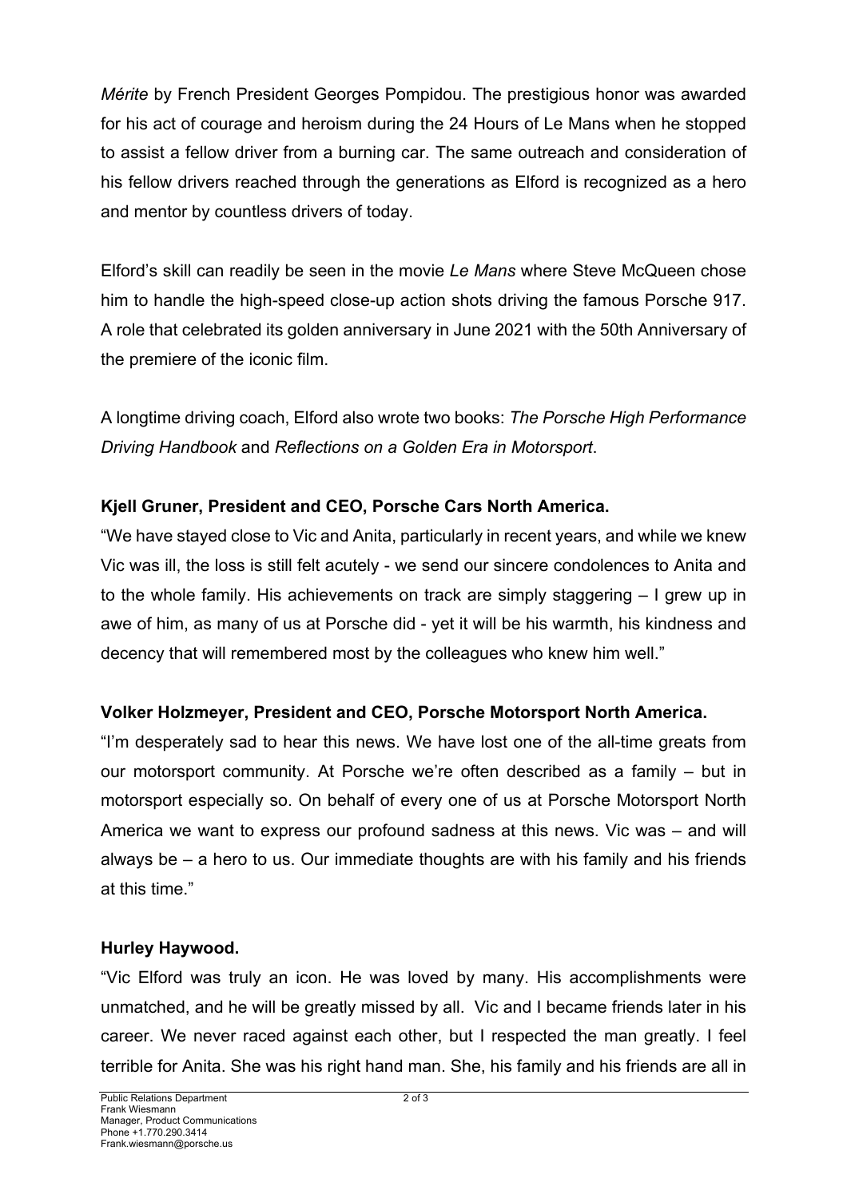*Mérite* by French President Georges Pompidou. The prestigious honor was awarded for his act of courage and heroism during the 24 Hours of Le Mans when he stopped to assist a fellow driver from a burning car. The same outreach and consideration of his fellow drivers reached through the generations as Elford is recognized as a hero and mentor by countless drivers of today.

Elford's skill can readily be seen in the movie *Le Mans* where Steve McQueen chose him to handle the high-speed close-up action shots driving the famous Porsche 917. A role that celebrated its golden anniversary in June 2021 with the 50th Anniversary of the premiere of the iconic film.

A longtime driving coach, Elford also wrote two books: *The Porsche High Performance Driving Handbook* and *Reflections on a Golden Era in Motorsport*.

**Kjell Gruner, President and CEO, Porsche Cars North America.**

"We have stayed close to Vic and Anita, particularly in recent years, and while we knew Vic was ill, the loss is still felt acutely - we send our sincere condolences to Anita and to the whole family. His achievements on track are simply staggering – I grew up in awe of him, as many of us at Porsche did - yet it will be his warmth, his kindness and decency that will remembered most by the colleagues who knew him well."

**Volker Holzmeyer, President and CEO, Porsche Motorsport North America.**

"I'm desperately sad to hear this news. We have lost one of the all-time greats from our motorsport community. At Porsche we're often described as a family – but in motorsport especially so. On behalf of every one of us at Porsche Motorsport North America we want to express our profound sadness at this news. Vic was – and will always be – a hero to us. Our immediate thoughts are with his family and his friends at this time."

**Hurley Haywood.**

"Vic Elford was truly an icon. He was loved by many. His accomplishments were unmatched, and he will be greatly missed by all. Vic and I became friends later in his career. We never raced against each other, but I respected the man greatly. I feel terrible for Anita. She was his right hand man. She, his family and his friends are all in

Public Relations Department
Frank Wiesmann
Manager, Product Communications
Phone +1.770.290.3414
Frank.wiesmann@porsche.us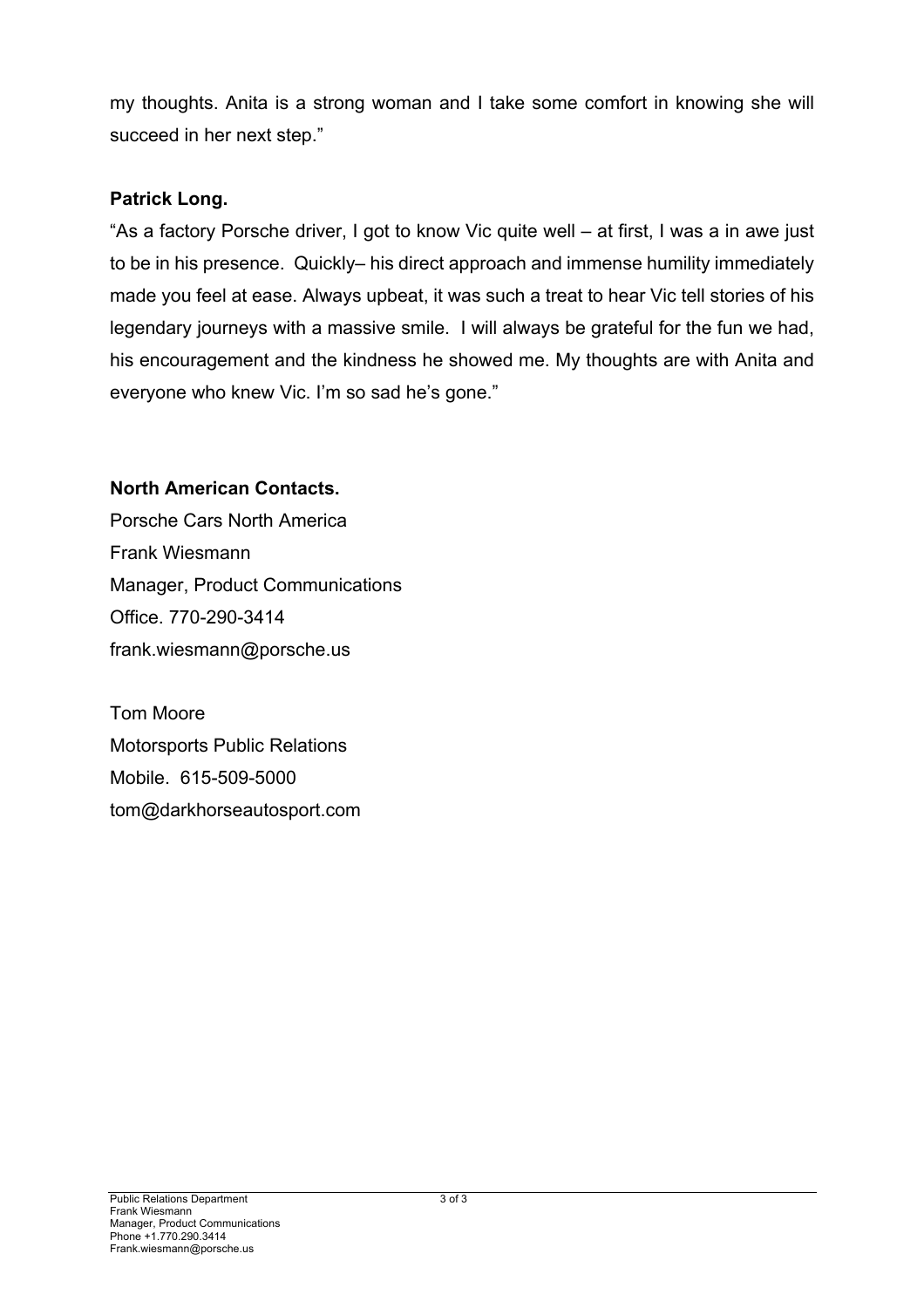my thoughts. Anita is a strong woman and I take some comfort in knowing she will succeed in her next step."

**Patrick Long.**

"As a factory Porsche driver, I got to know Vic quite well – at first, I was a in awe just to be in his presence.  Quickly– his direct approach and immense humility immediately made you feel at ease. Always upbeat, it was such a treat to hear Vic tell stories of his legendary journeys with a massive smile.  I will always be grateful for the fun we had, his encouragement and the kindness he showed me. My thoughts are with Anita and everyone who knew Vic. I'm so sad he's gone."

**North American Contacts.**

Porsche Cars North America
Frank Wiesmann
Manager, Product Communications
Office. 770-290-3414
frank.wiesmann@porsche.us

Tom Moore
Motorsports Public Relations
Mobile.  615-509-5000
tom@darkhorseautosport.com